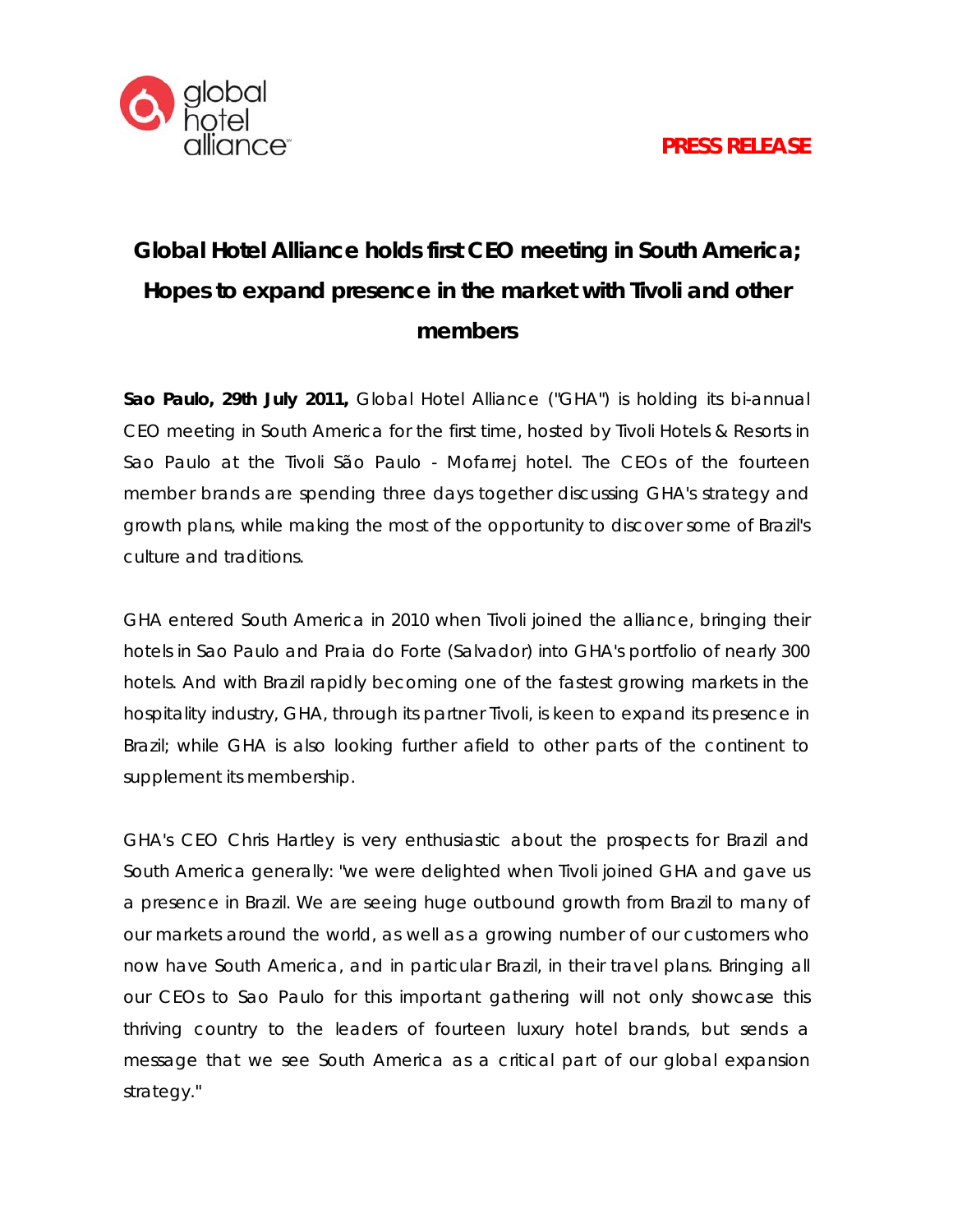global hotel alliance

**PRESS RELEASE**

# Global Hotel Alliance holds first CEO meeting in South America; Hopes to expand presence in the market with Tivoli and other members

**Sao Paulo, 29th July 2011,** Global Hotel Alliance ("GHA") is holding its bi-annual CEO meeting in South America for the first time, hosted by Tivoli Hotels & Resorts in Sao Paulo at the Tivoli São Paulo - Mofarrej hotel. The CEOs of the fourteen member brands are spending three days together discussing GHA's strategy and growth plans, while making the most of the opportunity to discover some of Brazil's culture and traditions.

GHA entered South America in 2010 when Tivoli joined the alliance, bringing their hotels in Sao Paulo and Praia do Forte (Salvador) into GHA's portfolio of nearly 300 hotels. And with Brazil rapidly becoming one of the fastest growing markets in the hospitality industry, GHA, through its partner Tivoli, is keen to expand its presence in Brazil; while GHA is also looking further afield to other parts of the continent to supplement its membership.

GHA's CEO Chris Hartley is very enthusiastic about the prospects for Brazil and South America generally: "we were delighted when Tivoli joined GHA and gave us a presence in Brazil. We are seeing huge outbound growth from Brazil to many of our markets around the world, as well as a growing number of our customers who now have South America, and in particular Brazil, in their travel plans. Bringing all our CEOs to Sao Paulo for this important gathering will not only showcase this thriving country to the leaders of fourteen luxury hotel brands, but sends a message that we see South America as a critical part of our global expansion strategy."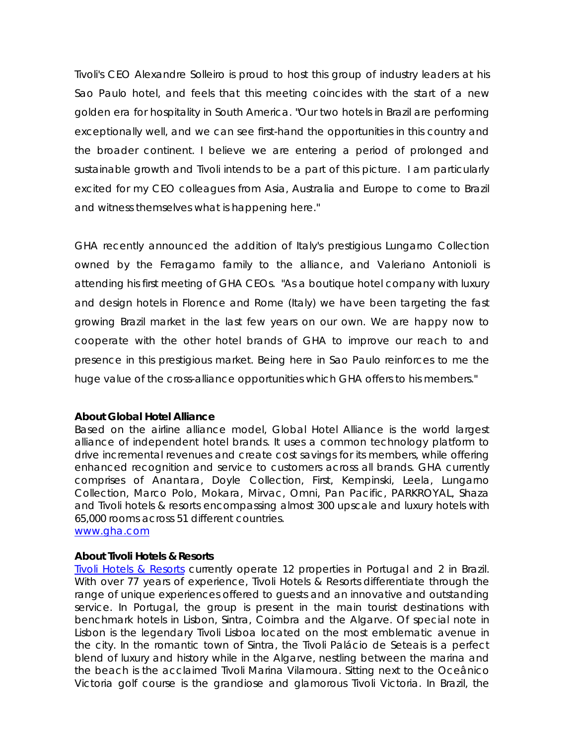Tivoli's CEO Alexandre Solleiro is proud to host this group of industry leaders at his Sao Paulo hotel, and feels that this meeting coincides with the start of a new golden era for hospitality in South America. "Our two hotels in Brazil are performing exceptionally well, and we can see first-hand the opportunities in this country and the broader continent. I believe we are entering a period of prolonged and sustainable growth and Tivoli intends to be a part of this picture. I am particularly excited for my CEO colleagues from Asia, Australia and Europe to come to Brazil and witness themselves what is happening here."

GHA recently announced the addition of Italy's prestigious Lungarno Collection owned by the Ferragamo family to the alliance, and Valeriano Antonioli is attending his first meeting of GHA CEOs. "As a boutique hotel company with luxury and design hotels in Florence and Rome (Italy) we have been targeting the fast growing Brazil market in the last few years on our own. We are happy now to cooperate with the other hotel brands of GHA to improve our reach to and presence in this prestigious market. Being here in Sao Paulo reinforces to me the huge value of the cross-alliance opportunities which GHA offers to his members."

**About Global Hotel Alliance**

Based on the airline alliance model, Global Hotel Alliance is the world largest alliance of independent hotel brands. It uses a common technology platform to drive incremental revenues and create cost savings for its members, while offering enhanced recognition and service to customers across all brands. GHA currently comprises of Anantara, Doyle Collection, First, Kempinski, Leela, Lungarno Collection, Marco Polo, Mokara, Mirvac, Omni, Pan Pacific, PARKROYAL, Shaza and Tivoli hotels & resorts encompassing almost 300 upscale and luxury hotels with 65,000 rooms across 51 different countries.
[www.gha.com](http://www.gha.com)

**About Tivoli Hotels & Resorts**

[Tivoli Hotels & Resorts](#) currently operate 12 properties in Portugal and 2 in Brazil. With over 77 years of experience, Tivoli Hotels & Resorts differentiate through the range of unique experiences offered to guests and an innovative and outstanding service. In Portugal, the group is present in the main tourist destinations with benchmark hotels in Lisbon, Sintra, Coimbra and the Algarve. Of special note in Lisbon is the legendary Tivoli Lisboa located on the most emblematic avenue in the city. In the romantic town of Sintra, the Tivoli Palácio de Seteais is a perfect blend of luxury and history while in the Algarve, nestling between the marina and the beach is the acclaimed Tivoli Marina Vilamoura. Sitting next to the Oceânico Victoria golf course is the grandiose and glamorous Tivoli Victoria. In Brazil, the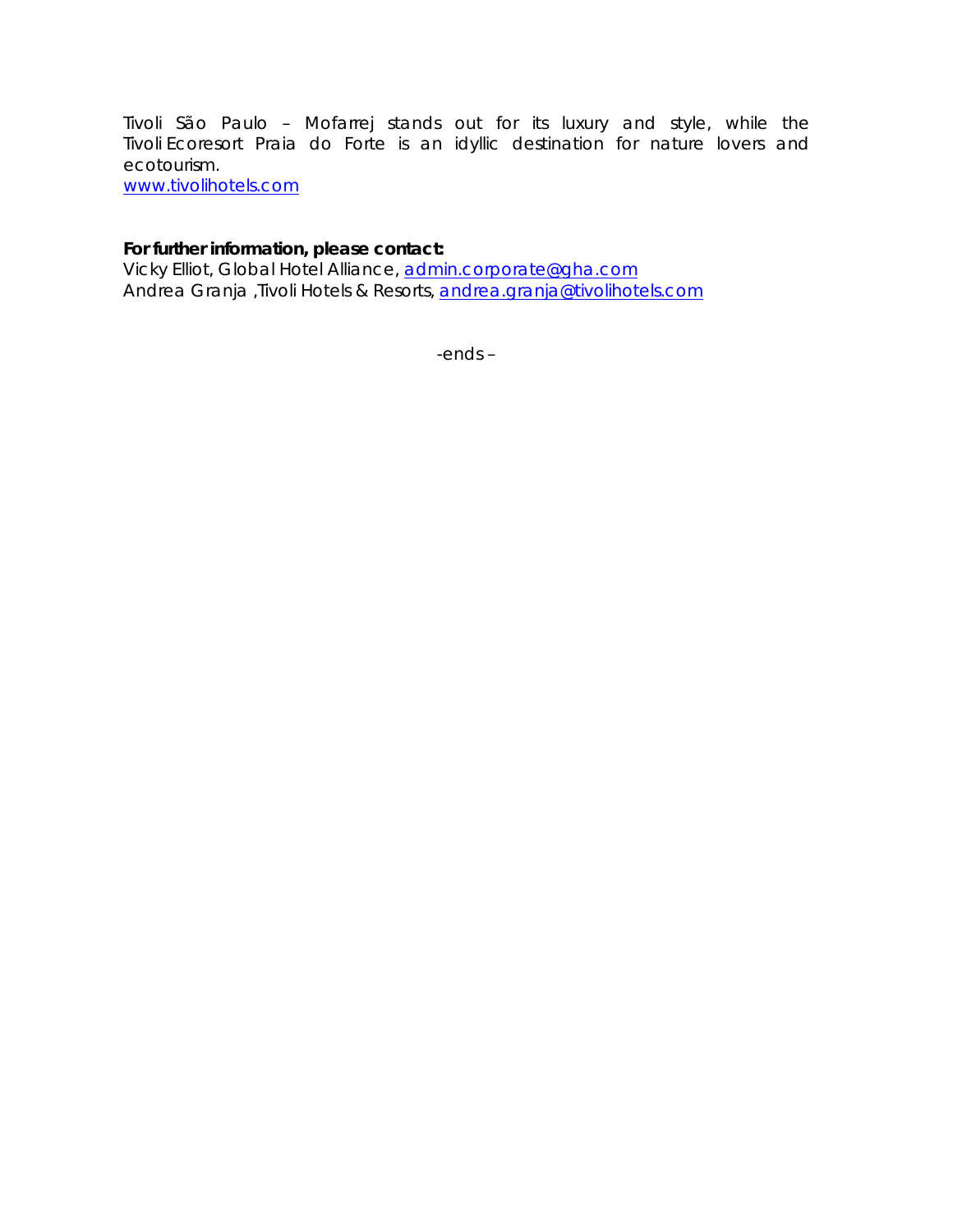Tivoli São Paulo – Mofarrej stands out for its luxury and style, while the Tivoli Ecoresort Praia do Forte is an idyllic destination for nature lovers and ecotourism.
www.tivolihotels.com

**For further information, please contact:**
Vicky Elliot, Global Hotel Alliance, admin.corporate@gha.com
Andrea Granja ,Tivoli Hotels & Resorts, andrea.granja@tivolihotels.com

-ends –